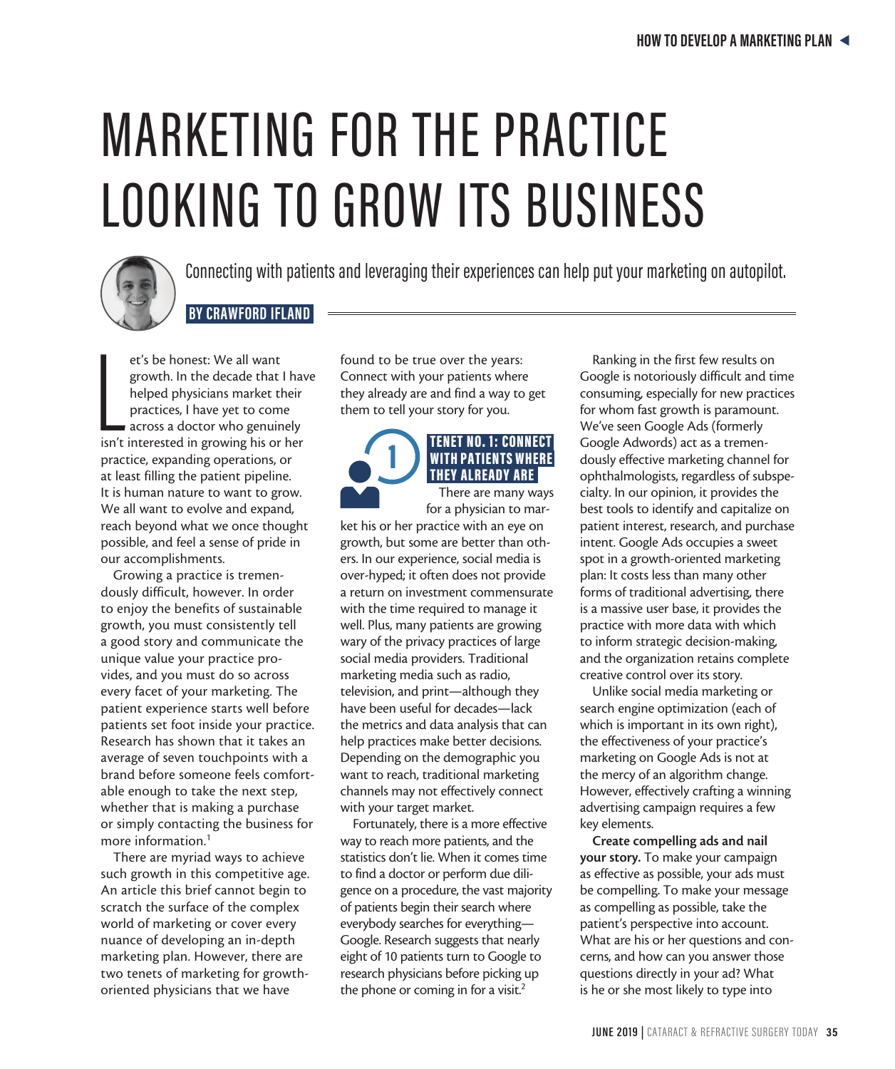# MARKETING FOR THE PRACTICE LOOKING TO GROW ITS BUSINESS

Connecting with patients and leveraging their experiences can help put your marketing on autopilot.

**BY CRAWFORD IFLAND**

Let's be honest: We all want growth. In the decade that I have helped physicians market their practices, I have yet to come across a doctor who genuinely isn't interested in growing his or her practice, expanding operations, or at least filling the patient pipeline. It is human nature to want to grow. We all want to evolve and expand, reach beyond what we once thought possible, and feel a sense of pride in our accomplishments.

Growing a practice is tremendously difficult, however. In order to enjoy the benefits of sustainable growth, you must consistently tell a good story and communicate the unique value your practice provides, and you must do so across every facet of your marketing. The patient experience starts well before patients set foot inside your practice. Research has shown that it takes an average of seven touchpoints with a brand before someone feels comfortable enough to take the next step, whether that is making a purchase or simply contacting the business for more information.[1]

There are myriad ways to achieve such growth in this competitive age. An article this brief cannot begin to scratch the surface of the complex world of marketing or cover every nuance of developing an in-depth marketing plan. However, there are two tenets of marketing for growth-oriented physicians that we have found to be true over the years: Connect with your patients where they already are and find a way to get them to tell your story for you.

## TENET NO. 1: CONNECT WITH PATIENTS WHERE THEY ALREADY ARE

There are many ways for a physician to market his or her practice with an eye on growth, but some are better than others. In our experience, social media is over-hyped; it often does not provide a return on investment commensurate with the time required to manage it well. Plus, many patients are growing wary of the privacy practices of large social media providers. Traditional marketing media such as radio, television, and print—although they have been useful for decades—lack the metrics and data analysis that can help practices make better decisions. Depending on the demographic you want to reach, traditional marketing channels may not effectively connect with your target market.

Fortunately, there is a more effective way to reach more patients, and the statistics don't lie. When it comes time to find a doctor or perform due diligence on a procedure, the vast majority of patients begin their search where everybody searches for everything—Google. Research suggests that nearly eight of 10 patients turn to Google to research physicians before picking up the phone or coming in for a visit.[2]

Ranking in the first few results on Google is notoriously difficult and time consuming, especially for new practices for whom fast growth is paramount. We've seen Google Ads (formerly Google Adwords) act as a tremendously effective marketing channel for ophthalmologists, regardless of subspecialty. In our opinion, it provides the best tools to identify and capitalize on patient interest, research, and purchase intent. Google Ads occupies a sweet spot in a growth-oriented marketing plan: It costs less than many other forms of traditional advertising, there is a massive user base, it provides the practice with more data with which to inform strategic decision-making, and the organization retains complete creative control over its story.

Unlike social media marketing or search engine optimization (each of which is important in its own right), the effectiveness of your practice's marketing on Google Ads is not at the mercy of an algorithm change. However, effectively crafting a winning advertising campaign requires a few key elements.

**Create compelling ads and nail your story.** To make your campaign as effective as possible, your ads must be compelling. To make your message as compelling as possible, take the patient's perspective into account. What are his or her questions and concerns, and how can you answer those questions directly in your ad? What is he or she most likely to type into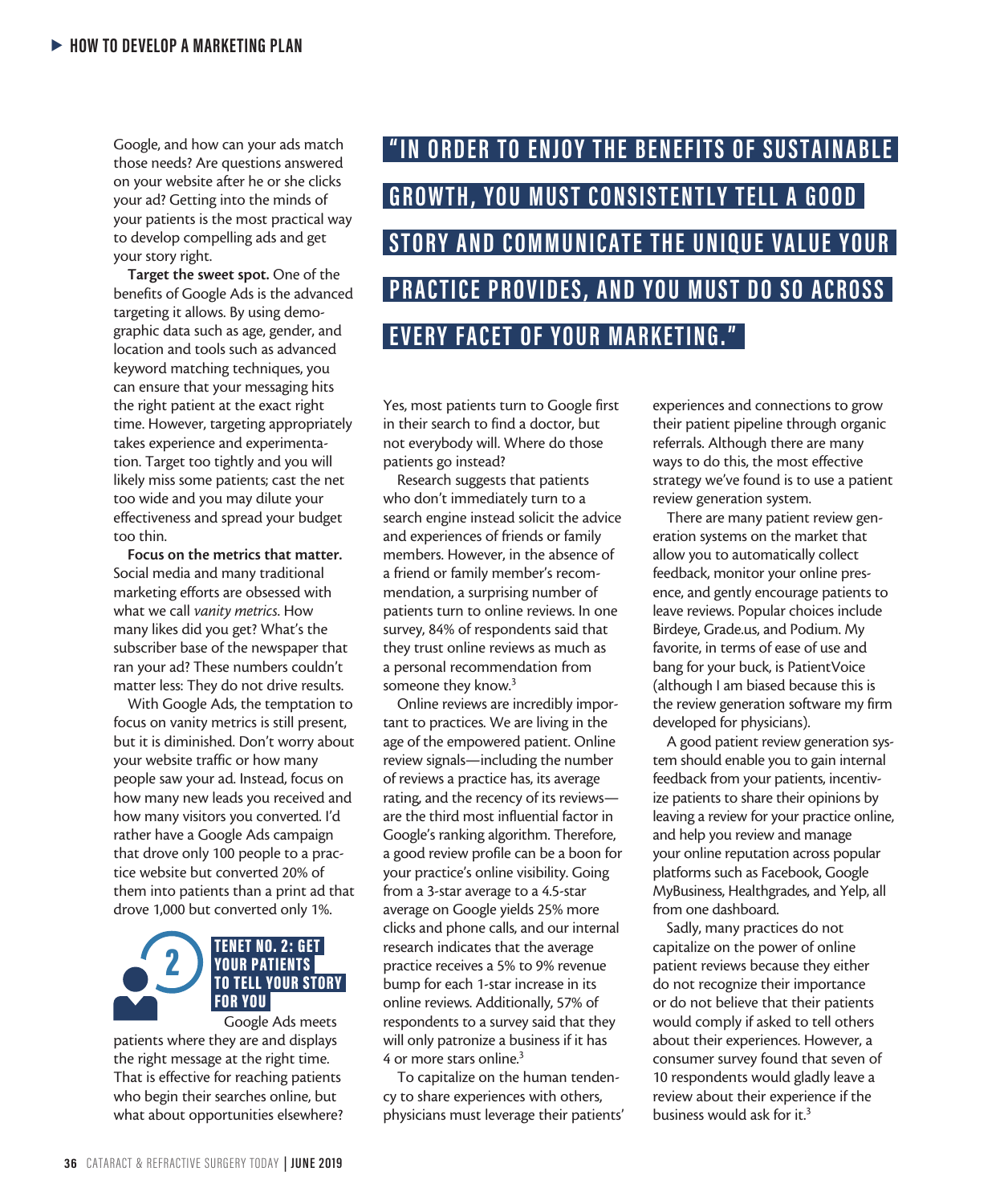Google, and how can your ads match those needs? Are questions answered on your website after he or she clicks your ad? Getting into the minds of your patients is the most practical way to develop compelling ads and get your story right.

**Target the sweet spot.** One of the benefits of Google Ads is the advanced targeting it allows. By using demographic data such as age, gender, and location and tools such as advanced keyword matching techniques, you can ensure that your messaging hits the right patient at the exact right time. However, targeting appropriately takes experience and experimentation. Target too tightly and you will likely miss some patients; cast the net too wide and you may dilute your effectiveness and spread your budget too thin.

**Focus on the metrics that matter.** Social media and many traditional marketing efforts are obsessed with what we call *vanity metrics*. How many likes did you get? What's the subscriber base of the newspaper that ran your ad? These numbers couldn't matter less: They do not drive results.

With Google Ads, the temptation to focus on vanity metrics is still present, but it is diminished. Don't worry about your website traffic or how many people saw your ad. Instead, focus on how many new leads you received and how many visitors you converted. I'd rather have a Google Ads campaign that drove only 100 people to a practice website but converted 20% of them into patients than a print ad that drove 1,000 but converted only 1%.

## TENET NO. 2: GET YOUR PATIENTS TO TELL YOUR STORY FOR YOU

Google Ads meets patients where they are and displays the right message at the right time. That is effective for reaching patients who begin their searches online, but what about opportunities elsewhere?

> **"IN ORDER TO ENJOY THE BENEFITS OF SUSTAINABLE GROWTH, YOU MUST CONSISTENTLY TELL A GOOD STORY AND COMMUNICATE THE UNIQUE VALUE YOUR PRACTICE PROVIDES, AND YOU MUST DO SO ACROSS EVERY FACET OF YOUR MARKETING."**

Yes, most patients turn to Google first in their search to find a doctor, but not everybody will. Where do those patients go instead?

Research suggests that patients who don't immediately turn to a search engine instead solicit the advice and experiences of friends or family members. However, in the absence of a friend or family member's recommendation, a surprising number of patients turn to online reviews. In one survey, 84% of respondents said that they trust online reviews as much as a personal recommendation from someone they know.[3]

Online reviews are incredibly important to practices. We are living in the age of the empowered patient. Online review signals—including the number of reviews a practice has, its average rating, and the recency of its reviews—are the third most influential factor in Google's ranking algorithm. Therefore, a good review profile can be a boon for your practice's online visibility. Going from a 3-star average to a 4.5-star average on Google yields 25% more clicks and phone calls, and our internal research indicates that the average practice receives a 5% to 9% revenue bump for each 1-star increase in its online reviews. Additionally, 57% of respondents to a survey said that they will only patronize a business if it has 4 or more stars online.[3]

To capitalize on the human tendency to share experiences with others, physicians must leverage their patients' experiences and connections to grow their patient pipeline through organic referrals. Although there are many ways to do this, the most effective strategy we've found is to use a patient review generation system.

There are many patient review generation systems on the market that allow you to automatically collect feedback, monitor your online presence, and gently encourage patients to leave reviews. Popular choices include Birdeye, Grade.us, and Podium. My favorite, in terms of ease of use and bang for your buck, is PatientVoice (although I am biased because this is the review generation software my firm developed for physicians).

A good patient review generation system should enable you to gain internal feedback from your patients, incentivize patients to share their opinions by leaving a review for your practice online, and help you review and manage your online reputation across popular platforms such as Facebook, Google MyBusiness, Healthgrades, and Yelp, all from one dashboard.

Sadly, many practices do not capitalize on the power of online patient reviews because they either do not recognize their importance or do not believe that their patients would comply if asked to tell others about their experiences. However, a consumer survey found that seven of 10 respondents would gladly leave a review about their experience if the business would ask for it.[3]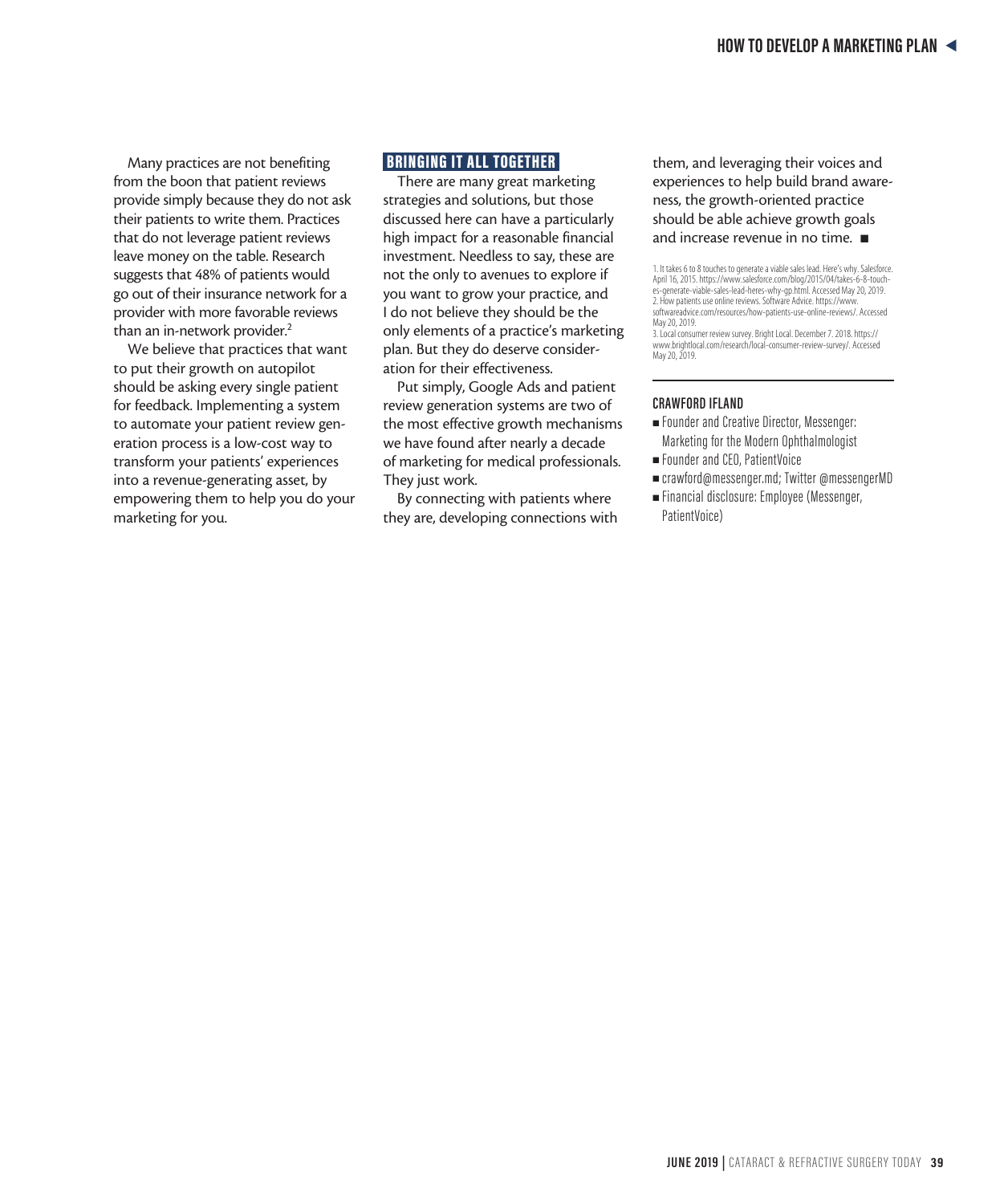Many practices are not benefiting from the boon that patient reviews provide simply because they do not ask their patients to write them. Practices that do not leverage patient reviews leave money on the table. Research suggests that 48% of patients would go out of their insurance network for a provider with more favorable reviews than an in-network provider.[2]

We believe that practices that want to put their growth on autopilot should be asking every single patient for feedback. Implementing a system to automate your patient review generation process is a low-cost way to transform your patients' experiences into a revenue-generating asset, by empowering them to help you do your marketing for you.

## BRINGING IT ALL TOGETHER

There are many great marketing strategies and solutions, but those discussed here can have a particularly high impact for a reasonable financial investment. Needless to say, these are not the only to avenues to explore if you want to grow your practice, and I do not believe they should be the only elements of a practice's marketing plan. But they do deserve consideration for their effectiveness.

Put simply, Google Ads and patient review generation systems are two of the most effective growth mechanisms we have found after nearly a decade of marketing for medical professionals. They just work.

By connecting with patients where they are, developing connections with them, and leveraging their voices and experiences to help build brand awareness, the growth-oriented practice should be able achieve growth goals and increase revenue in no time. ■

1. It takes 6 to 8 touches to generate a viable sales lead. Here's why. Salesforce. April 16, 2015. https://www.salesforce.com/blog/2015/04/takes-6-8-touches-generate-viable-sales-lead-heres-why-gp.html. Accessed May 20, 2019.
2. How patients use online reviews. Software Advice. https://www.softwareadvice.com/resources/how-patients-use-online-reviews/. Accessed May 20, 2019.
3. Local consumer review survey. Bright Local. December 7. 2018. https://www.brightlocal.com/research/local-consumer-review-survey/. Accessed May 20, 2019.

**CRAWFORD IFLAND**

- Founder and Creative Director, Messenger: Marketing for the Modern Ophthalmologist
- Founder and CEO, PatientVoice
- crawford@messenger.md; Twitter @messengerMD
- Financial disclosure: Employee (Messenger, PatientVoice)